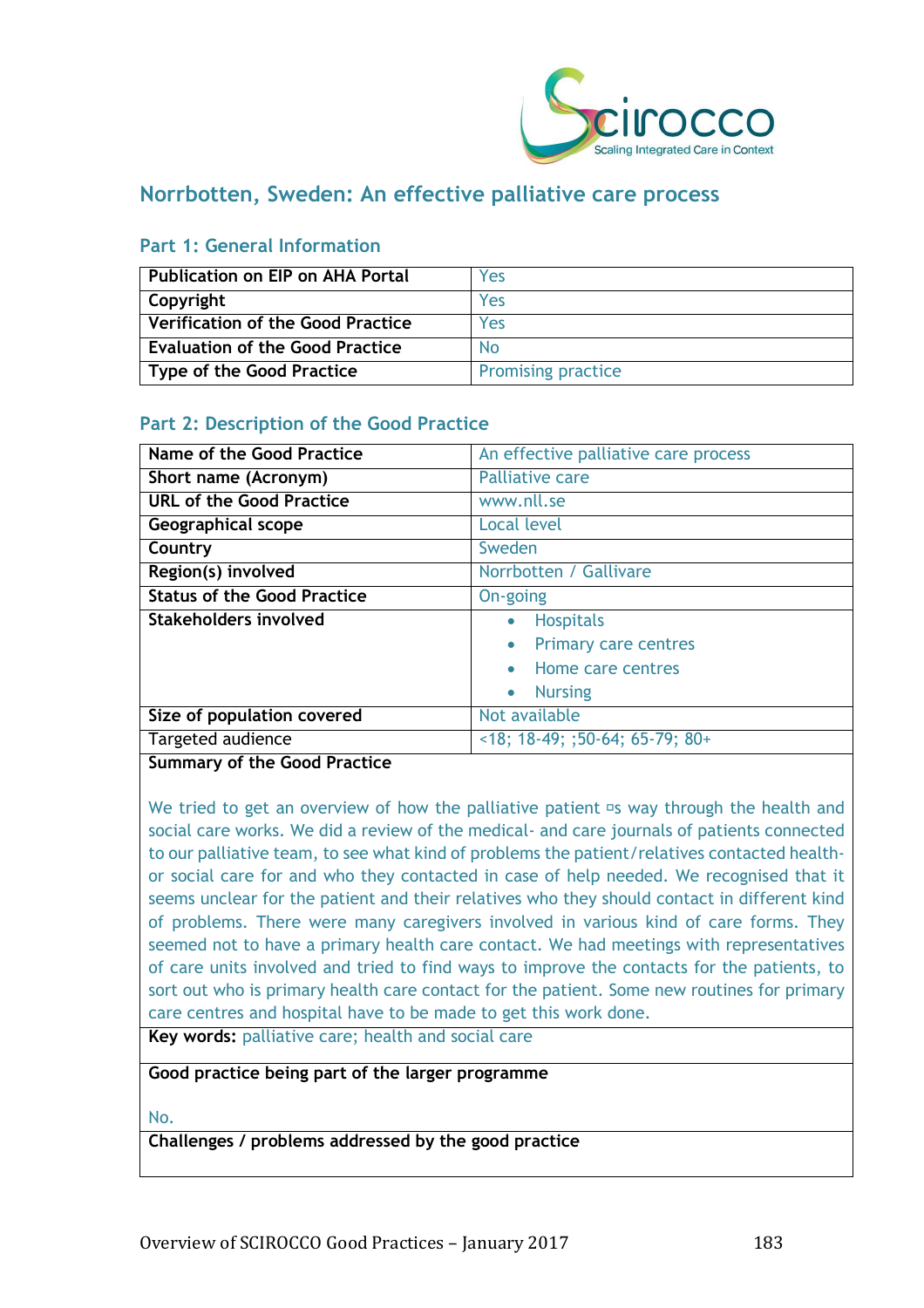## Norrbotten, Sweden: An effective palliative care process

### Part 1: General Information

| | |
|---|---|
| **Publication on EIP on AHA Portal** | Yes |
| **Copyright** | Yes |
| **Verification of the Good Practice** | Yes |
| **Evaluation of the Good Practice** | No |
| **Type of the Good Practice** | Promising practice |

### Part 2: Description of the Good Practice

| | |
|---|---|
| **Name of the Good Practice** | An effective palliative care process |
| **Short name (Acronym)** | Palliative care |
| **URL of the Good Practice** | www.nll.se |
| **Geographical scope** | Local level |
| **Country** | Sweden |
| **Region(s) involved** | Norrbotten / Gallivare |
| **Status of the Good Practice** | On-going |
| **Stakeholders involved** | • Hospitals<br>• Primary care centres<br>• Home care centres<br>• Nursing |
| **Size of population covered** | Not available |
| Targeted audience | <18; 18-49; ;50-64; 65-79; 80+ |

**Summary of the Good Practice**

We tried to get an overview of how the palliative patient ¤s way through the health and social care works. We did a review of the medical- and care journals of patients connected to our palliative team, to see what kind of problems the patient/relatives contacted health- or social care for and who they contacted in case of help needed. We recognised that it seems unclear for the patient and their relatives who they should contact in different kind of problems. There were many caregivers involved in various kind of care forms. They seemed not to have a primary health care contact. We had meetings with representatives of care units involved and tried to find ways to improve the contacts for the patients, to sort out who is primary health care contact for the patient. Some new routines for primary care centres and hospital have to be made to get this work done.

**Key words:** palliative care; health and social care

**Good practice being part of the larger programme**

No.

**Challenges / problems addressed by the good practice**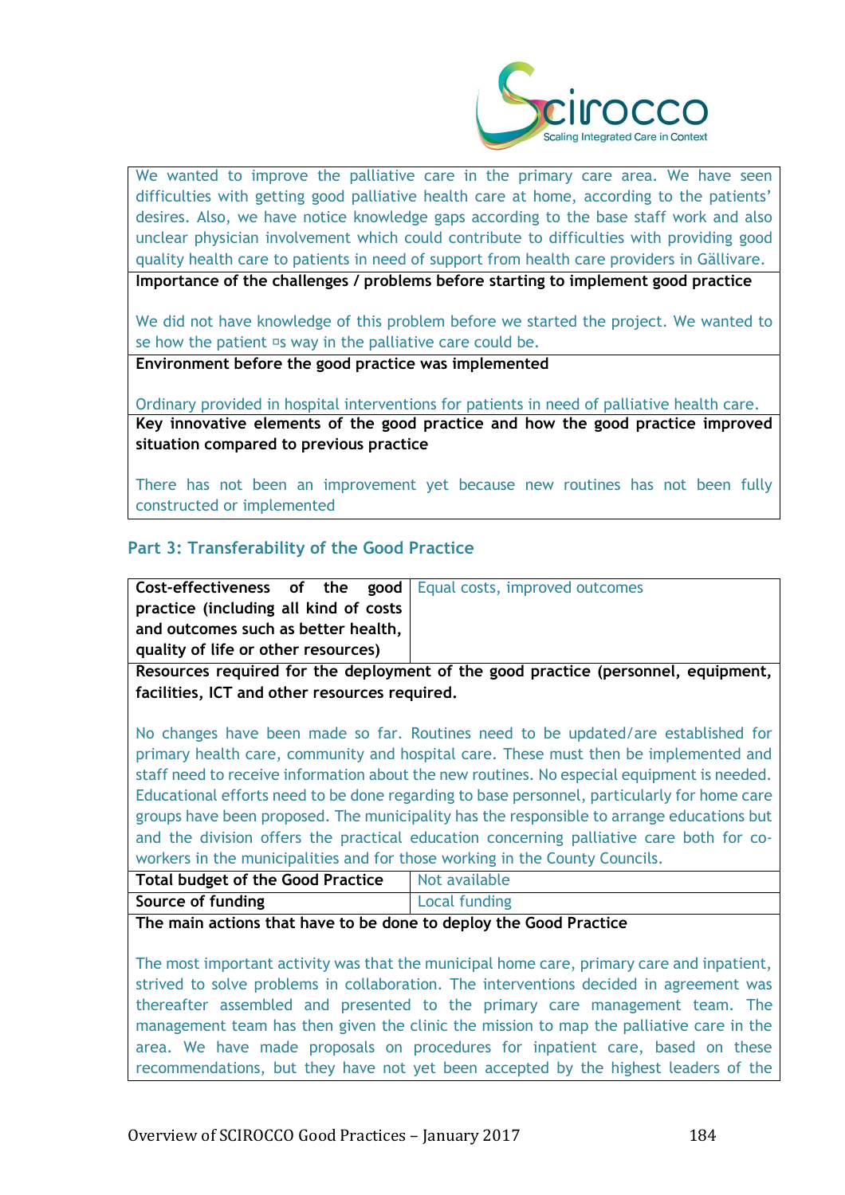We wanted to improve the palliative care in the primary care area. We have seen difficulties with getting good palliative health care at home, according to the patients' desires. Also, we have notice knowledge gaps according to the base staff work and also unclear physician involvement which could contribute to difficulties with providing good quality health care to patients in need of support from health care providers in Gällivare.

**Importance of the challenges / problems before starting to implement good practice**

We did not have knowledge of this problem before we started the project. We wanted to se how the patient ¤s way in the palliative care could be.

**Environment before the good practice was implemented**

Ordinary provided in hospital interventions for patients in need of palliative health care.

**Key innovative elements of the good practice and how the good practice improved situation compared to previous practice**

There has not been an improvement yet because new routines has not been fully constructed or implemented

## Part 3: Transferability of the Good Practice

| **Cost-effectiveness of the good practice (including all kind of costs and outcomes such as better health, quality of life or other resources)** | Equal costs, improved outcomes |
|---|---|

**Resources required for the deployment of the good practice (personnel, equipment, facilities, ICT and other resources required.**

No changes have been made so far. Routines need to be updated/are established for primary health care, community and hospital care. These must then be implemented and staff need to receive information about the new routines. No especial equipment is needed. Educational efforts need to be done regarding to base personnel, particularly for home care groups have been proposed. The municipality has the responsible to arrange educations but and the division offers the practical education concerning palliative care both for co-workers in the municipalities and for those working in the County Councils.

| **Total budget of the Good Practice** | Not available |
|---|---|
| **Source of funding** | Local funding |

**The main actions that have to be done to deploy the Good Practice**

The most important activity was that the municipal home care, primary care and inpatient, strived to solve problems in collaboration. The interventions decided in agreement was thereafter assembled and presented to the primary care management team. The management team has then given the clinic the mission to map the palliative care in the area. We have made proposals on procedures for inpatient care, based on these recommendations, but they have not yet been accepted by the highest leaders of the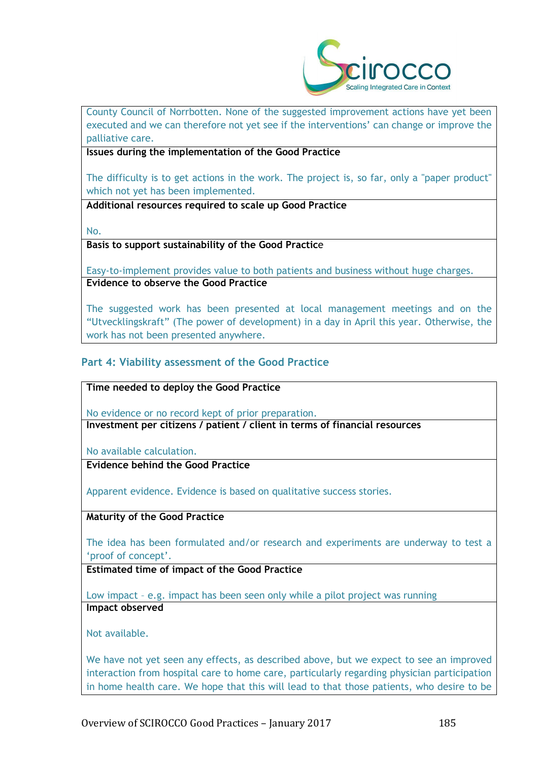County Council of Norrbotten. None of the suggested improvement actions have yet been executed and we can therefore not yet see if the interventions' can change or improve the palliative care.

**Issues during the implementation of the Good Practice**

The difficulty is to get actions in the work. The project is, so far, only a "paper product" which not yet has been implemented.

**Additional resources required to scale up Good Practice**

No.

**Basis to support sustainability of the Good Practice**

Easy-to-implement provides value to both patients and business without huge charges.

**Evidence to observe the Good Practice**

The suggested work has been presented at local management meetings and on the "Utvecklingskraft" (The power of development) in a day in April this year. Otherwise, the work has not been presented anywhere.

### Part 4: Viability assessment of the Good Practice

**Time needed to deploy the Good Practice**

No evidence or no record kept of prior preparation.

**Investment per citizens / patient / client in terms of financial resources**

No available calculation.

**Evidence behind the Good Practice**

Apparent evidence. Evidence is based on qualitative success stories.

**Maturity of the Good Practice**

The idea has been formulated and/or research and experiments are underway to test a 'proof of concept'.

**Estimated time of impact of the Good Practice**

Low impact – e.g. impact has been seen only while a pilot project was running

**Impact observed**

Not available.

We have not yet seen any effects, as described above, but we expect to see an improved interaction from hospital care to home care, particularly regarding physician participation in home health care. We hope that this will lead to that those patients, who desire to be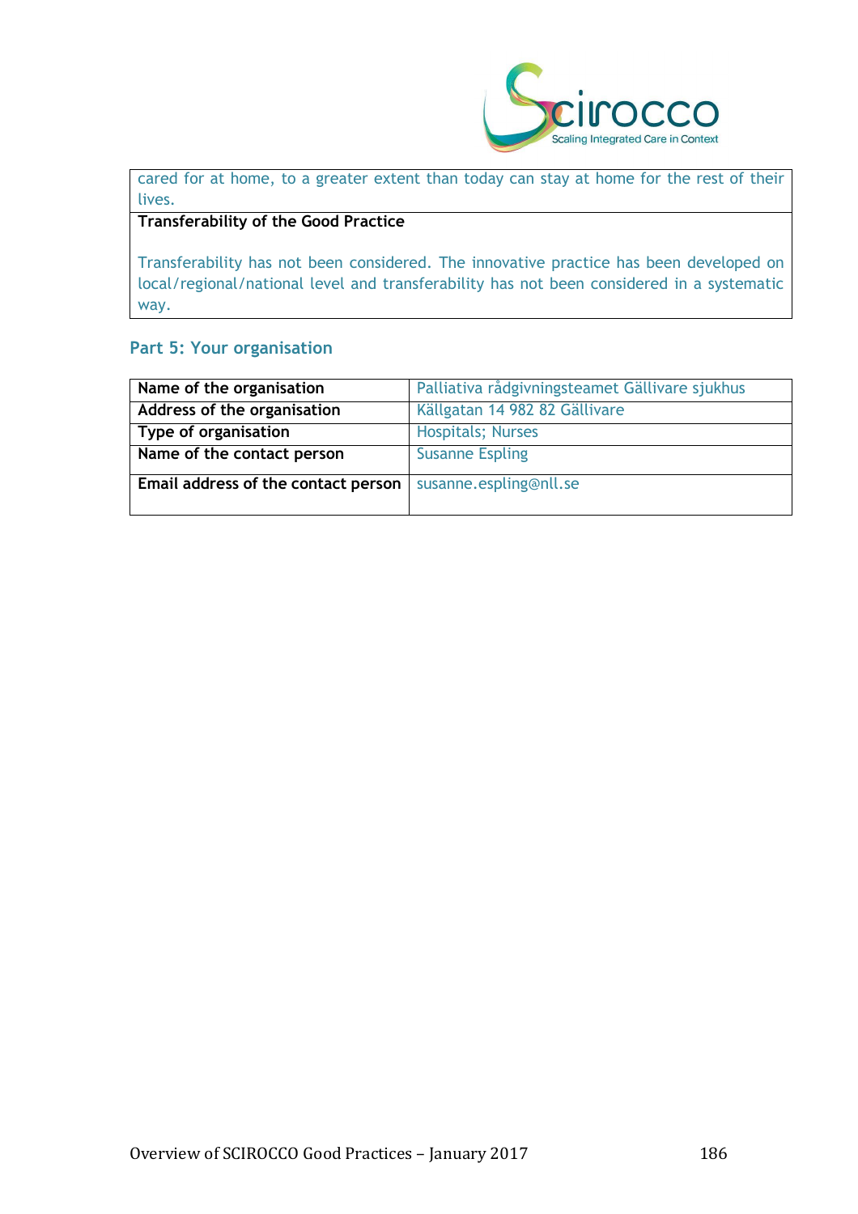cared for at home, to a greater extent than today can stay at home for the rest of their lives.

**Transferability of the Good Practice**

Transferability has not been considered. The innovative practice has been developed on local/regional/national level and transferability has not been considered in a systematic way.

## Part 5: Your organisation

| | |
|---|---|
| **Name of the organisation** | Palliativa rådgivningsteamet Gällivare sjukhus |
| **Address of the organisation** | Källgatan 14 982 82 Gällivare |
| **Type of organisation** | Hospitals; Nurses |
| **Name of the contact person** | Susanne Espling |
| **Email address of the contact person** | susanne.espling@nll.se |